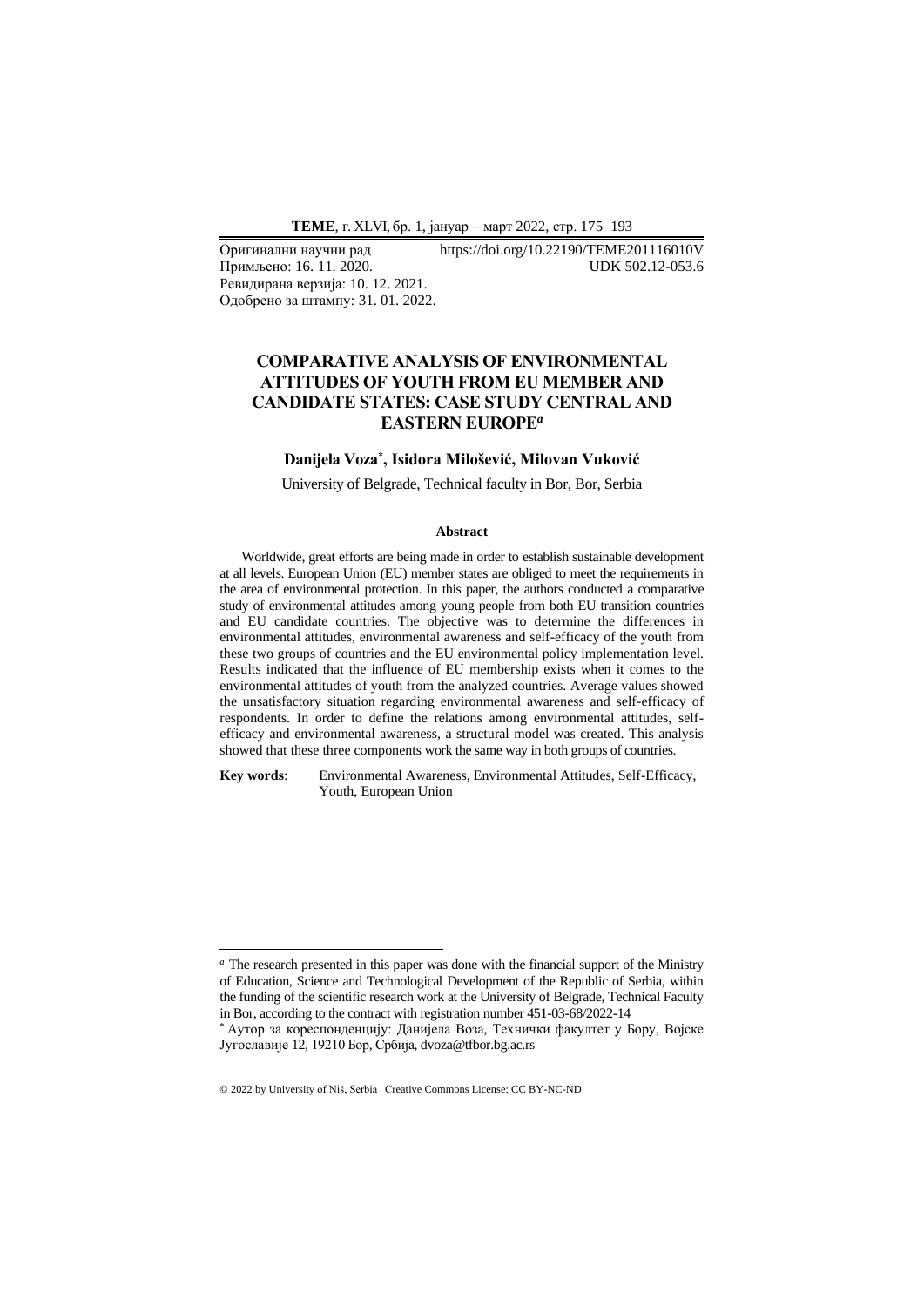Оригинални научни рад  
Примљено: 16. 11. 2020.  
Ревидирана верзија: 10. 12. 2021.  
Одобрено за штампу: 31. 01. 2022.

https://doi.org/10.22190/TEME201116010V  
UDK 502.12-053.6

# COMPARATIVE ANALYSIS OF ENVIRONMENTAL ATTITUDES OF YOUTH FROM EU MEMBER AND CANDIDATE STATES: CASE STUDY CENTRAL AND EASTERN EUROPE[a]

**Danijela Voza[*], Isidora Milošević, Milovan Vuković**

University of Belgrade, Technical faculty in Bor, Bor, Serbia

### Abstract

Worldwide, great efforts are being made in order to establish sustainable development at all levels. European Union (EU) member states are obliged to meet the requirements in the area of environmental protection. In this paper, the authors conducted a comparative study of environmental attitudes among young people from both EU transition countries and EU candidate countries. The objective was to determine the differences in environmental attitudes, environmental awareness and self-efficacy of the youth from these two groups of countries and the EU environmental policy implementation level. Results indicated that the influence of EU membership exists when it comes to the environmental attitudes of youth from the analyzed countries. Average values showed the unsatisfactory situation regarding environmental awareness and self-efficacy of respondents. In order to define the relations among environmental attitudes, self-efficacy and environmental awareness, a structural model was created. This analysis showed that these three components work the same way in both groups of countries.

**Key words**: Environmental Awareness, Environmental Attitudes, Self-Efficacy, Youth, European Union

---

[a] The research presented in this paper was done with the financial support of the Ministry of Education, Science and Technological Development of the Republic of Serbia, within the funding of the scientific research work at the University of Belgrade, Technical Faculty in Bor, according to the contract with registration number 451-03-68/2022-14

[*] Аутор за кореспонденцију: Данијела Воза, Технички факултет у Бору, Војске Југославије 12, 19210 Бор, Србија, dvoza@tfbor.bg.ac.rs

© 2022 by University of Niš, Serbia | Creative Commons License: CC BY-NC-ND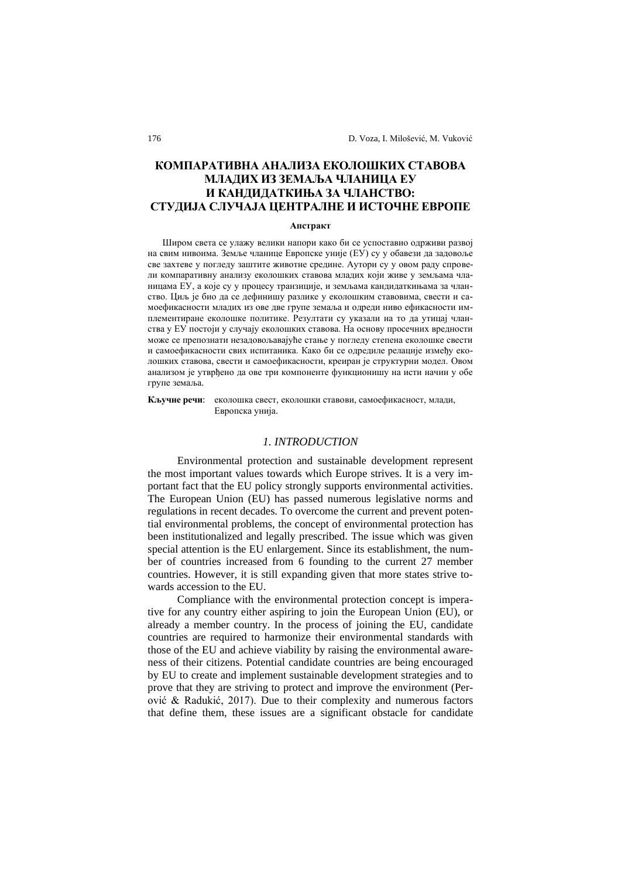# КОМПАРАТИВНА АНАЛИЗА ЕКОЛОШКИХ СТАВОВА МЛАДИХ ИЗ ЗЕМАЉА ЧЛАНИЦА ЕУ И КАНДИДАТКИЊА ЗА ЧЛАНСТВО: СТУДИЈА СЛУЧАЈА ЦЕНТРАЛНЕ И ИСТОЧНЕ ЕВРОПЕ

### Апстракт

Широм света се улажу велики напори како би се успоставио одрживи развој на свим нивоима. Земље чланице Европске уније (ЕУ) су у обавези да задовоље све захтеве у погледу заштите животне средине. Аутори су у овом раду спровели компаративну анализу еколошких ставова младих који живе у земљама чланицама ЕУ, а које су у процесу транзиције, и земљама кандидаткињама за чланство. Циљ је био да се дефинишу разлике у еколошким ставовима, свести и самоефикасности младих из ове две групе земаља и одреди ниво ефикасности имплементиране еколошке политике. Резултати су указали на то да утицај чланства у ЕУ постоји у случају еколошких ставова. На основу просечних вредности може се препознати незадовољавајуће стање у погледу степена еколошке свести и самоефикасности свих испитаника. Како би се одредиле релације између еколошких ставова, свести и самоефикасности, креиран је структурни модел. Овом анализом је утврђено да ове три компоненте функционишу на исти начин у обе групе земаља.

**Кључне речи**: еколошка свест, еколошки ставови, самоефикасност, млади, Европска унија.

## *1. INTRODUCTION*

Environmental protection and sustainable development represent the most important values towards which Europe strives. It is a very important fact that the EU policy strongly supports environmental activities. The European Union (EU) has passed numerous legislative norms and regulations in recent decades. To overcome the current and prevent potential environmental problems, the concept of environmental protection has been institutionalized and legally prescribed. The issue which was given special attention is the EU enlargement. Since its establishment, the number of countries increased from 6 founding to the current 27 member countries. However, it is still expanding given that more states strive towards accession to the EU.

Compliance with the environmental protection concept is imperative for any country either aspiring to join the European Union (EU), or already a member country. In the process of joining the EU, candidate countries are required to harmonize their environmental standards with those of the EU and achieve viability by raising the environmental awareness of their citizens. Potential candidate countries are being encouraged by EU to create and implement sustainable development strategies and to prove that they are striving to protect and improve the environment (Perović & Radukić, 2017). Due to their complexity and numerous factors that define them, these issues are a significant obstacle for candidate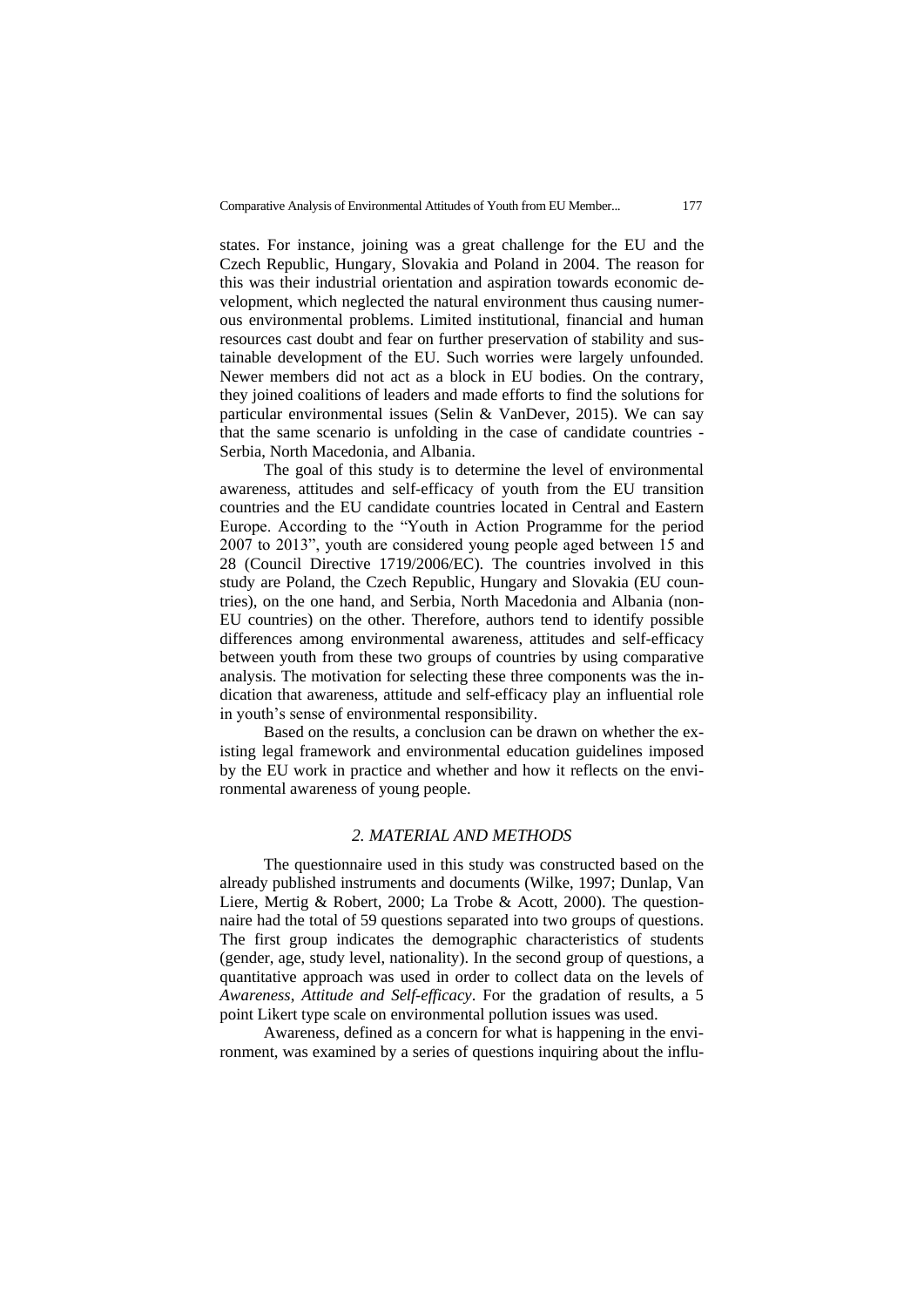states. For instance, joining was a great challenge for the EU and the Czech Republic, Hungary, Slovakia and Poland in 2004. The reason for this was their industrial orientation and aspiration towards economic development, which neglected the natural environment thus causing numerous environmental problems. Limited institutional, financial and human resources cast doubt and fear on further preservation of stability and sustainable development of the EU. Such worries were largely unfounded. Newer members did not act as a block in EU bodies. On the contrary, they joined coalitions of leaders and made efforts to find the solutions for particular environmental issues (Selin & VanDever, 2015). We can say that the same scenario is unfolding in the case of candidate countries - Serbia, North Macedonia, and Albania.

The goal of this study is to determine the level of environmental awareness, attitudes and self-efficacy of youth from the EU transition countries and the EU candidate countries located in Central and Eastern Europe. According to the "Youth in Action Programme for the period 2007 to 2013", youth are considered young people aged between 15 and 28 (Council Directive 1719/2006/EC). The countries involved in this study are Poland, the Czech Republic, Hungary and Slovakia (EU countries), on the one hand, and Serbia, North Macedonia and Albania (non-EU countries) on the other. Therefore, authors tend to identify possible differences among environmental awareness, attitudes and self-efficacy between youth from these two groups of countries by using comparative analysis. The motivation for selecting these three components was the indication that awareness, attitude and self-efficacy play an influential role in youth's sense of environmental responsibility.

Based on the results, a conclusion can be drawn on whether the existing legal framework and environmental education guidelines imposed by the EU work in practice and whether and how it reflects on the environmental awareness of young people.

## *2. MATERIAL AND METHODS*

The questionnaire used in this study was constructed based on the already published instruments and documents (Wilke, 1997; Dunlap, Van Liere, Mertig & Robert, 2000; La Trobe & Acott, 2000). The questionnaire had the total of 59 questions separated into two groups of questions. The first group indicates the demographic characteristics of students (gender, age, study level, nationality). In the second group of questions, a quantitative approach was used in order to collect data on the levels of *Awareness, Attitude and Self-efficacy*. For the gradation of results, a 5 point Likert type scale on environmental pollution issues was used.

Awareness, defined as a concern for what is happening in the environment, was examined by a series of questions inquiring about the influ-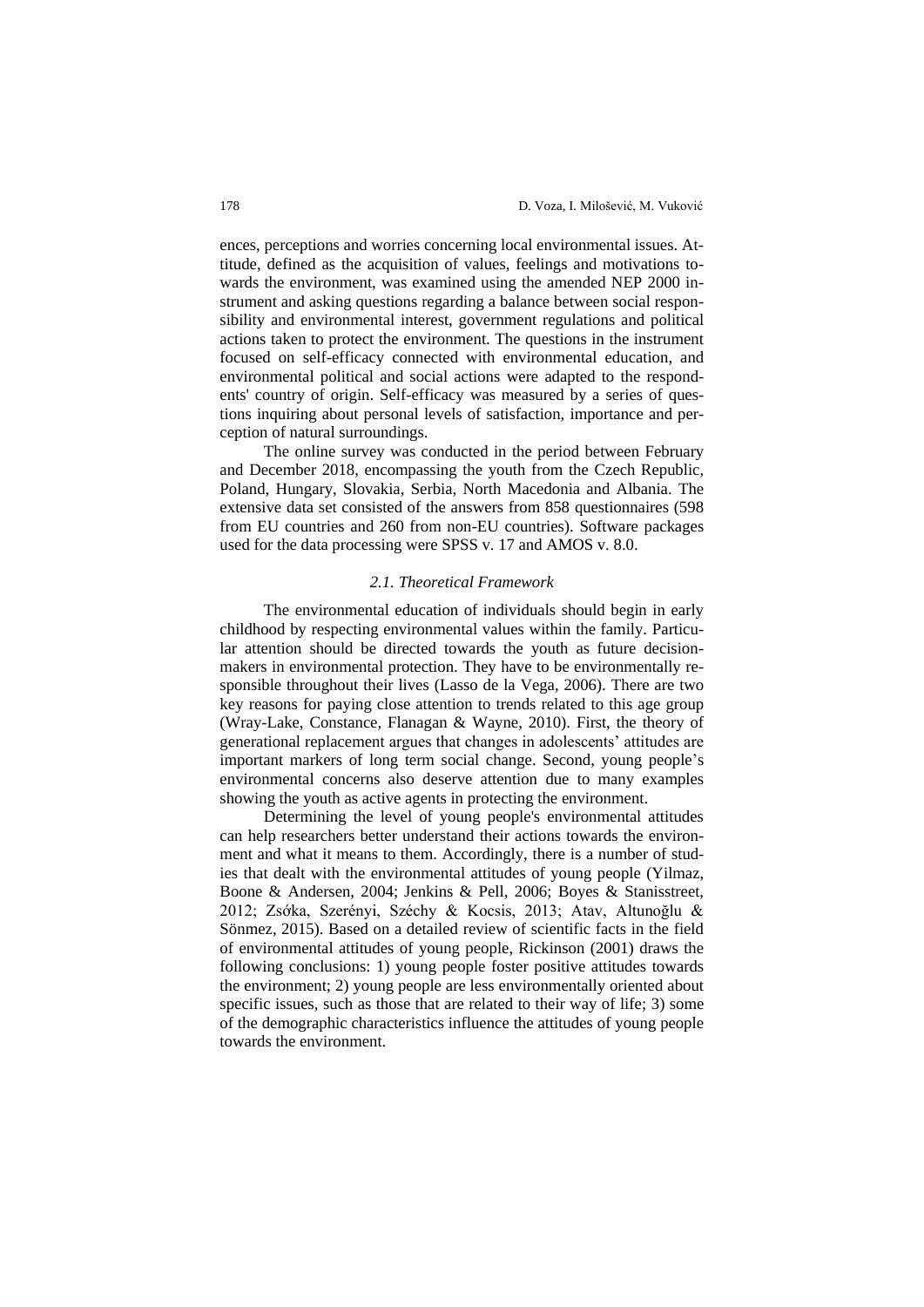ences, perceptions and worries concerning local environmental issues. Attitude, defined as the acquisition of values, feelings and motivations towards the environment, was examined using the amended NEP 2000 instrument and asking questions regarding a balance between social responsibility and environmental interest, government regulations and political actions taken to protect the environment. The questions in the instrument focused on self-efficacy connected with environmental education, and environmental political and social actions were adapted to the respondents' country of origin. Self-efficacy was measured by a series of questions inquiring about personal levels of satisfaction, importance and perception of natural surroundings.

The online survey was conducted in the period between February and December 2018, encompassing the youth from the Czech Republic, Poland, Hungary, Slovakia, Serbia, North Macedonia and Albania. The extensive data set consisted of the answers from 858 questionnaires (598 from EU countries and 260 from non-EU countries). Software packages used for the data processing were SPSS v. 17 and AMOS v. 8.0.

### *2.1. Theoretical Framework*

The environmental education of individuals should begin in early childhood by respecting environmental values within the family. Particular attention should be directed towards the youth as future decision-makers in environmental protection. They have to be environmentally responsible throughout their lives (Lasso de la Vega, 2006). There are two key reasons for paying close attention to trends related to this age group (Wray-Lake, Constance, Flanagan & Wayne, 2010). First, the theory of generational replacement argues that changes in adolescents' attitudes are important markers of long term social change. Second, young people's environmental concerns also deserve attention due to many examples showing the youth as active agents in protecting the environment.

Determining the level of young people's environmental attitudes can help researchers better understand their actions towards the environment and what it means to them. Accordingly, there is a number of studies that dealt with the environmental attitudes of young people (Yilmaz, Boone & Andersen, 2004; Jenkins & Pell, 2006; Boyes & Stanisstreet, 2012; Zsóka, Szerényi, Széchy & Kocsis, 2013; Atav, Altunoğlu & Sönmez, 2015). Based on a detailed review of scientific facts in the field of environmental attitudes of young people, Rickinson (2001) draws the following conclusions: 1) young people foster positive attitudes towards the environment; 2) young people are less environmentally oriented about specific issues, such as those that are related to their way of life; 3) some of the demographic characteristics influence the attitudes of young people towards the environment.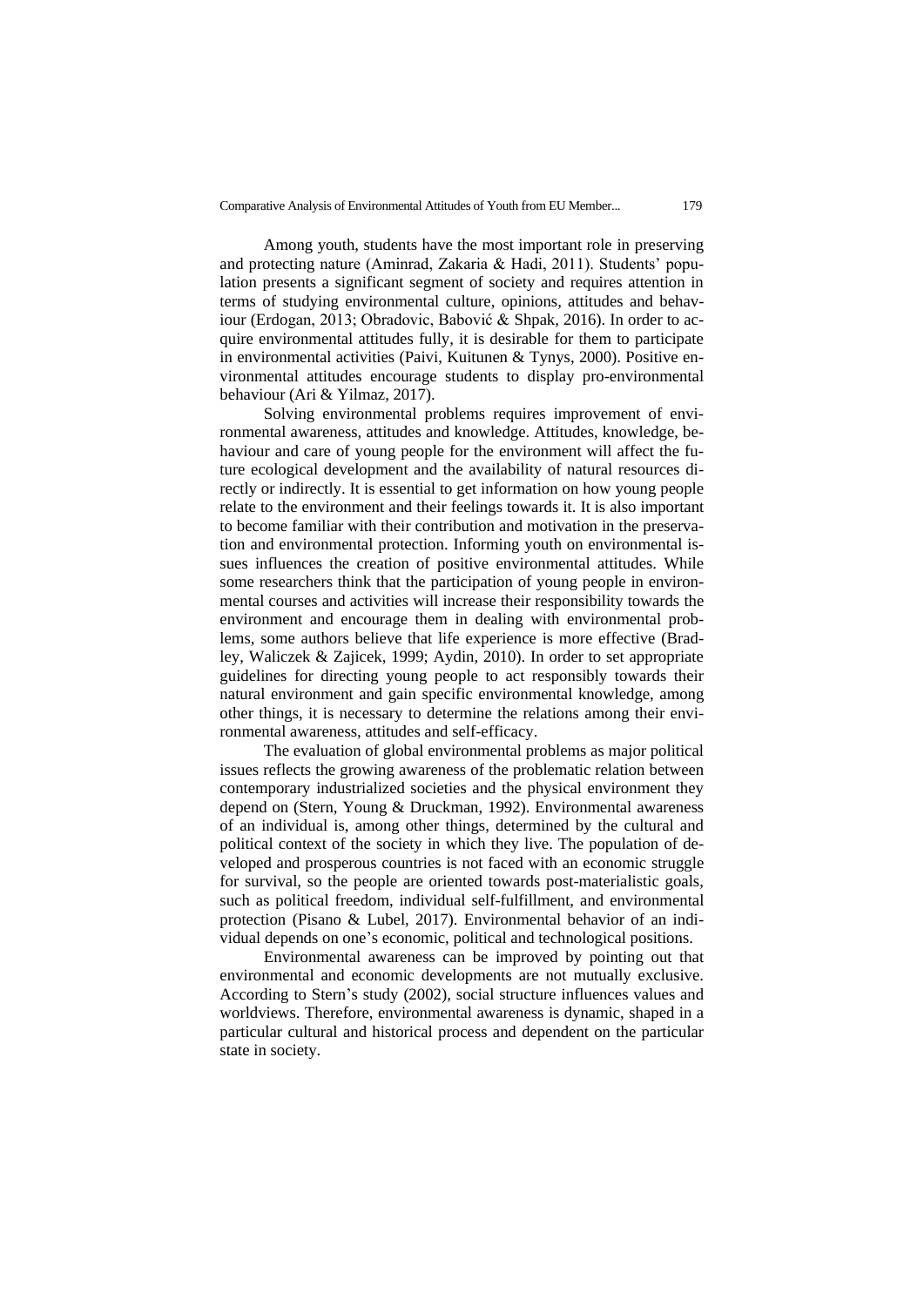Among youth, students have the most important role in preserving and protecting nature (Aminrad, Zakaria & Hadi, 2011). Students' population presents a significant segment of society and requires attention in terms of studying environmental culture, opinions, attitudes and behaviour (Erdogan, 2013; Obradovic, Babović & Shpak, 2016). In order to acquire environmental attitudes fully, it is desirable for them to participate in environmental activities (Paivi, Kuitunen & Tynys, 2000). Positive environmental attitudes encourage students to display pro-environmental behaviour (Ari & Yilmaz, 2017).

Solving environmental problems requires improvement of environmental awareness, attitudes and knowledge. Attitudes, knowledge, behaviour and care of young people for the environment will affect the future ecological development and the availability of natural resources directly or indirectly. It is essential to get information on how young people relate to the environment and their feelings towards it. It is also important to become familiar with their contribution and motivation in the preservation and environmental protection. Informing youth on environmental issues influences the creation of positive environmental attitudes. While some researchers think that the participation of young people in environmental courses and activities will increase their responsibility towards the environment and encourage them in dealing with environmental problems, some authors believe that life experience is more effective (Bradley, Waliczek & Zajicek, 1999; Aydin, 2010). In order to set appropriate guidelines for directing young people to act responsibly towards their natural environment and gain specific environmental knowledge, among other things, it is necessary to determine the relations among their environmental awareness, attitudes and self-efficacy.

The evaluation of global environmental problems as major political issues reflects the growing awareness of the problematic relation between contemporary industrialized societies and the physical environment they depend on (Stern, Young & Druckman, 1992). Environmental awareness of an individual is, among other things, determined by the cultural and political context of the society in which they live. The population of developed and prosperous countries is not faced with an economic struggle for survival, so the people are oriented towards post-materialistic goals, such as political freedom, individual self-fulfillment, and environmental protection (Pisano & Lubel, 2017). Environmental behavior of an individual depends on one's economic, political and technological positions.

Environmental awareness can be improved by pointing out that environmental and economic developments are not mutually exclusive. According to Stern's study (2002), social structure influences values and worldviews. Therefore, environmental awareness is dynamic, shaped in a particular cultural and historical process and dependent on the particular state in society.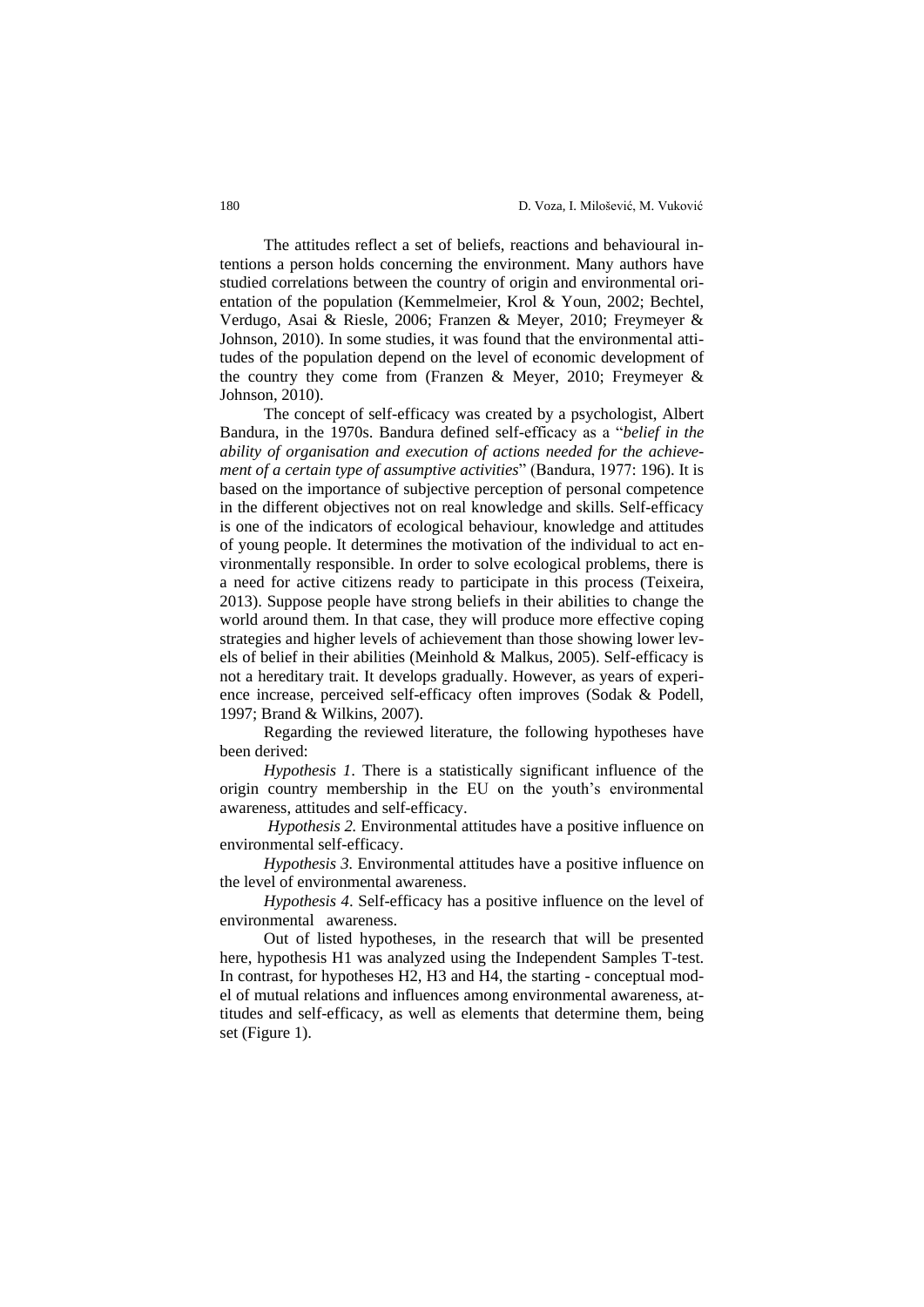The attitudes reflect a set of beliefs, reactions and behavioural intentions a person holds concerning the environment. Many authors have studied correlations between the country of origin and environmental orientation of the population (Kemmelmeier, Krol & Youn, 2002; Bechtel, Verdugo, Asai & Riesle, 2006; Franzen & Meyer, 2010; Freymeyer & Johnson, 2010). In some studies, it was found that the environmental attitudes of the population depend on the level of economic development of the country they come from (Franzen & Meyer, 2010; Freymeyer & Johnson, 2010).

The concept of self-efficacy was created by a psychologist, Albert Bandura, in the 1970s. Bandura defined self-efficacy as a "*belief in the ability of organisation and execution of actions needed for the achievement of a certain type of assumptive activities*" (Bandura, 1977: 196). It is based on the importance of subjective perception of personal competence in the different objectives not on real knowledge and skills. Self-efficacy is one of the indicators of ecological behaviour, knowledge and attitudes of young people. It determines the motivation of the individual to act environmentally responsible. In order to solve ecological problems, there is a need for active citizens ready to participate in this process (Teixeira, 2013). Suppose people have strong beliefs in their abilities to change the world around them. In that case, they will produce more effective coping strategies and higher levels of achievement than those showing lower levels of belief in their abilities (Meinhold & Malkus, 2005). Self-efficacy is not a hereditary trait. It develops gradually. However, as years of experience increase, perceived self-efficacy often improves (Sodak & Podell, 1997; Brand & Wilkins, 2007).

Regarding the reviewed literature, the following hypotheses have been derived:

*Hypothesis 1*. There is a statistically significant influence of the origin country membership in the EU on the youth's environmental awareness, attitudes and self-efficacy.

*Hypothesis 2.* Environmental attitudes have a positive influence on environmental self-efficacy.

*Hypothesis 3.* Environmental attitudes have a positive influence on the level of environmental awareness.

*Hypothesis 4*. Self-efficacy has a positive influence on the level of environmental awareness.

Out of listed hypotheses, in the research that will be presented here, hypothesis H1 was analyzed using the Independent Samples T-test. In contrast, for hypotheses H2, H3 and H4, the starting - conceptual model of mutual relations and influences among environmental awareness, attitudes and self-efficacy, as well as elements that determine them, being set (Figure 1).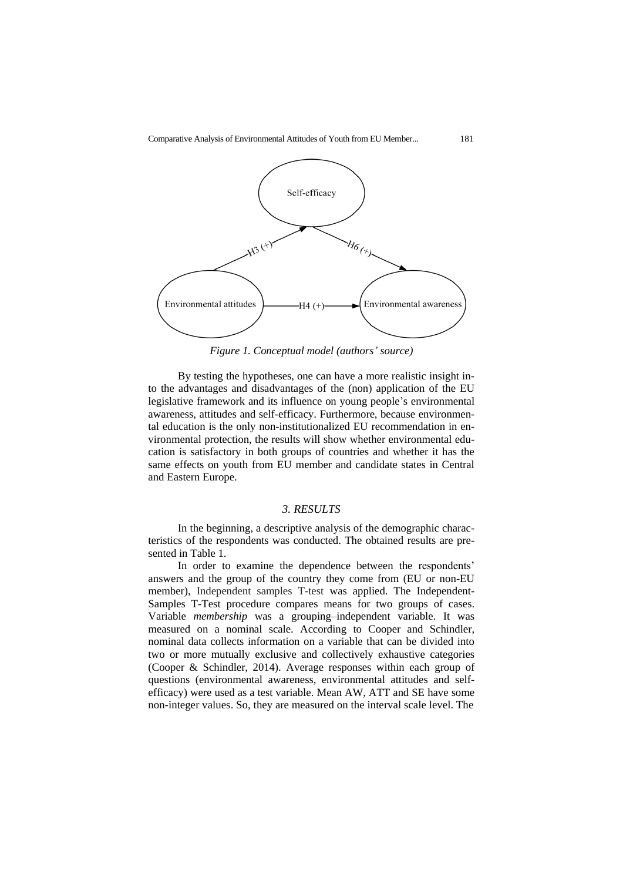*Figure 1. Conceptual model (authors' source)*

By testing the hypotheses, one can have a more realistic insight into the advantages and disadvantages of the (non) application of the EU legislative framework and its influence on young people's environmental awareness, attitudes and self-efficacy. Furthermore, because environmental education is the only non-institutionalized EU recommendation in environmental protection, the results will show whether environmental education is satisfactory in both groups of countries and whether it has the same effects on youth from EU member and candidate states in Central and Eastern Europe.

## *3. RESULTS*

In the beginning, a descriptive analysis of the demographic characteristics of the respondents was conducted. The obtained results are presented in Table 1.

In order to examine the dependence between the respondents' answers and the group of the country they come from (EU or non-EU member), Independent samples T-test was applied. The Independent-Samples T-Test procedure compares means for two groups of cases. Variable *membership* was a grouping–independent variable. It was measured on a nominal scale. According to Cooper and Schindler, nominal data collects information on a variable that can be divided into two or more mutually exclusive and collectively exhaustive categories (Cooper & Schindler, 2014). Average responses within each group of questions (environmental awareness, environmental attitudes and self-efficacy) were used as a test variable. Mean AW, ATT and SE have some non-integer values. So, they are measured on the interval scale level. The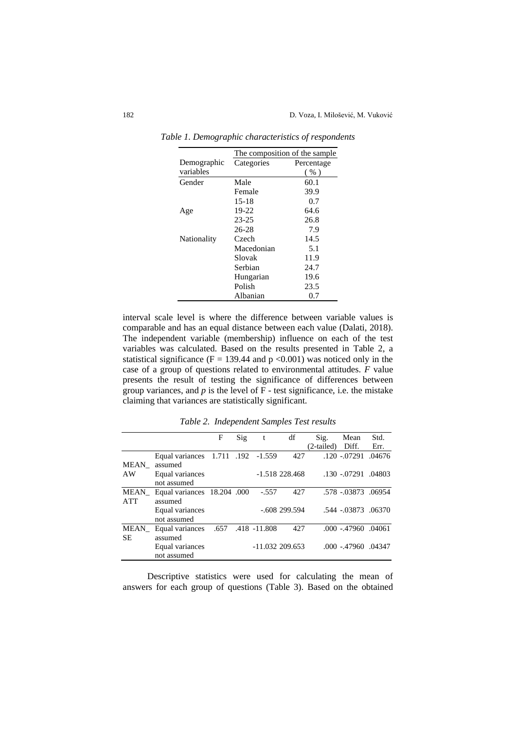*Table 1. Demographic characteristics of respondents*

| Demographic variables | The composition of the sample | |
|---|---|---|
| | Categories | Percentage ( % ) |
| Gender | Male | 60.1 |
| | Female | 39.9 |
| Age | 15-18 | 0.7 |
| | 19-22 | 64.6 |
| | 23-25 | 26.8 |
| | 26-28 | 7.9 |
| Nationality | Czech | 14.5 |
| | Macedonian | 5.1 |
| | Slovak | 11.9 |
| | Serbian | 24.7 |
| | Hungarian | 19.6 |
| | Polish | 23.5 |
| | Albanian | 0.7 |

interval scale level is where the difference between variable values is comparable and has an equal distance between each value (Dalati, 2018). The independent variable (membership) influence on each of the test variables was calculated. Based on the results presented in Table 2, a statistical significance ($F = 139.44$ and $p < 0.001$) was noticed only in the case of a group of questions related to environmental attitudes. *F* value presents the result of testing the significance of differences between group variances, and *p* is the level of F - test significance, i.e. the mistake claiming that variances are statistically significant.

*Table 2. Independent Samples Test results*

| | | F | Sig | t | df | Sig. (2-tailed) | Mean Diff. | Std. Err. |
|---|---|---|---|---|---|---|---|---|
| MEAN_AW | Equal variances assumed | 1.711 | .192 | -1.559 | 427 | .120 | -.07291 | .04676 |
| | Equal variances not assumed | | | -1.518 | 228.468 | .130 | -.07291 | .04803 |
| MEAN_ATT | Equal variances assumed | 18.204 | .000 | -.557 | 427 | .578 | -.03873 | .06954 |
| | Equal variances not assumed | | | -.608 | 299.594 | .544 | -.03873 | .06370 |
| MEAN_SE | Equal variances assumed | .657 | .418 | -11.808 | 427 | .000 | -.47960 | .04061 |
| | Equal variances not assumed | | | -11.032 | 209.653 | .000 | -.47960 | .04347 |

Descriptive statistics were used for calculating the mean of answers for each group of questions (Table 3). Based on the obtained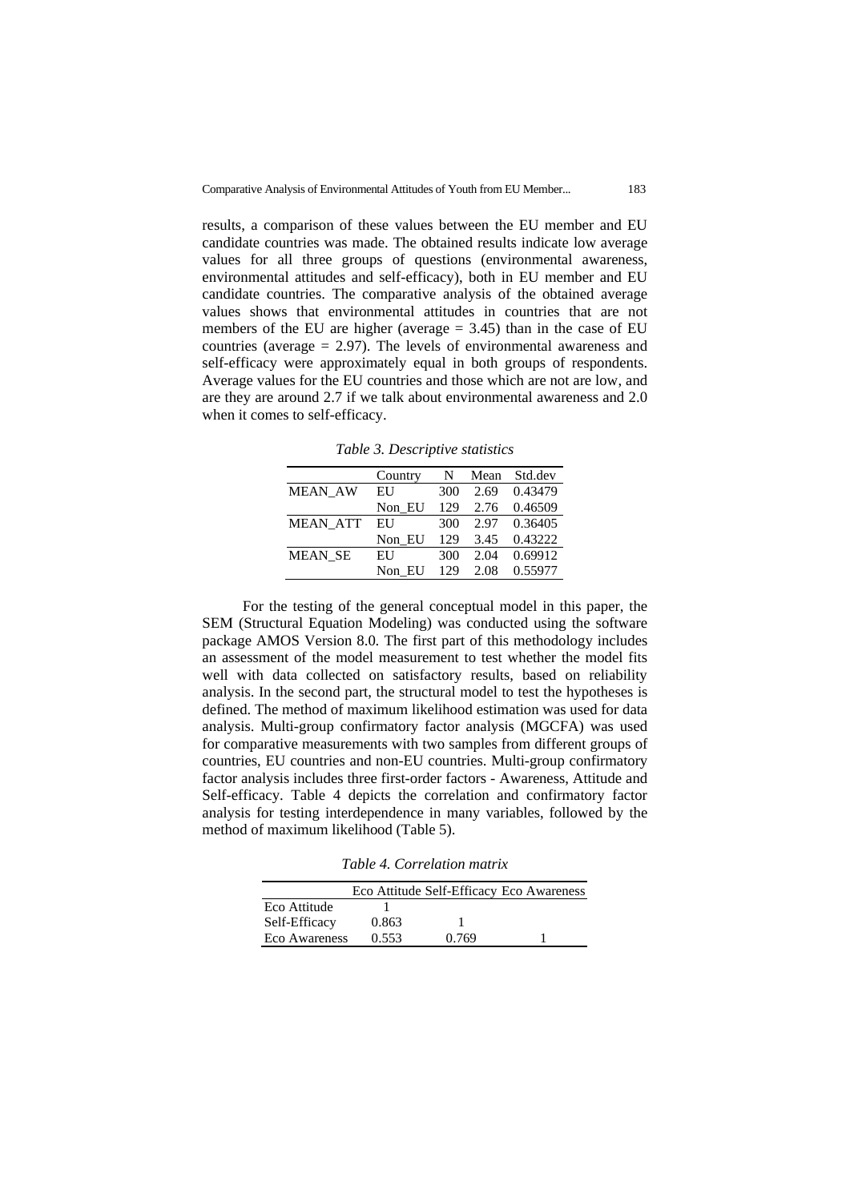results, a comparison of these values between the EU member and EU candidate countries was made. The obtained results indicate low average values for all three groups of questions (environmental awareness, environmental attitudes and self-efficacy), both in EU member and EU candidate countries. The comparative analysis of the obtained average values shows that environmental attitudes in countries that are not members of the EU are higher (average = 3.45) than in the case of EU countries (average = 2.97). The levels of environmental awareness and self-efficacy were approximately equal in both groups of respondents. Average values for the EU countries and those which are not are low, and are they are around 2.7 if we talk about environmental awareness and 2.0 when it comes to self-efficacy.

*Table 3. Descriptive statistics*

| | Country | N | Mean | Std.dev |
|---|---|---|---|---|
| MEAN_AW | EU | 300 | 2.69 | 0.43479 |
| | Non_EU | 129 | 2.76 | 0.46509 |
| MEAN_ATT | EU | 300 | 2.97 | 0.36405 |
| | Non_EU | 129 | 3.45 | 0.43222 |
| MEAN_SE | EU | 300 | 2.04 | 0.69912 |
| | Non_EU | 129 | 2.08 | 0.55977 |

For the testing of the general conceptual model in this paper, the SEM (Structural Equation Modeling) was conducted using the software package AMOS Version 8.0. The first part of this methodology includes an assessment of the model measurement to test whether the model fits well with data collected on satisfactory results, based on reliability analysis. In the second part, the structural model to test the hypotheses is defined. The method of maximum likelihood estimation was used for data analysis. Multi-group confirmatory factor analysis (MGCFA) was used for comparative measurements with two samples from different groups of countries, EU countries and non-EU countries. Multi-group confirmatory factor analysis includes three first-order factors - Awareness, Attitude and Self-efficacy. Table 4 depicts the correlation and confirmatory factor analysis for testing interdependence in many variables, followed by the method of maximum likelihood (Table 5).

*Table 4. Correlation matrix*

| | Eco Attitude | Self-Efficacy | Eco Awareness |
|---|---|---|---|
| Eco Attitude | 1 | | |
| Self-Efficacy | 0.863 | 1 | |
| Eco Awareness | 0.553 | 0.769 | 1 |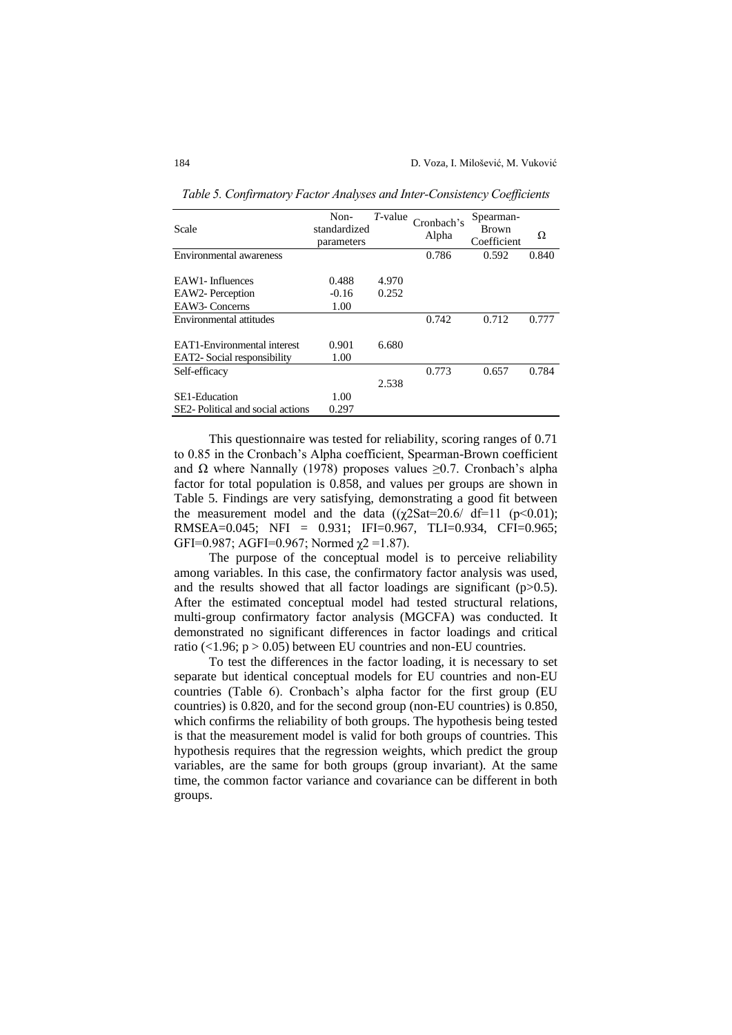*Table 5. Confirmatory Factor Analyses and Inter-Consistency Coefficients*

| Scale | Non-standardized parameters | *T*-value | Cronbach's Alpha | Spearman-Brown Coefficient | Ω |
|---|---|---|---|---|---|
| Environmental awareness | | | 0.786 | 0.592 | 0.840 |
| EAW1- Influences | 0.488 | 4.970 | | | |
| EAW2- Perception | -0.16 | 0.252 | | | |
| EAW3- Concerns | 1.00 | | | | |
| Environmental attitudes | | | 0.742 | 0.712 | 0.777 |
| EAT1-Environmental interest | 0.901 | 6.680 | | | |
| EAT2- Social responsibility | 1.00 | | | | |
| Self-efficacy | | | 0.773 | 0.657 | 0.784 |
| | | 2.538 | | | |
| SE1-Education | 1.00 | | | | |
| SE2- Political and social actions | 0.297 | | | | |

This questionnaire was tested for reliability, scoring ranges of 0.71 to 0.85 in the Cronbach's Alpha coefficient, Spearman-Brown coefficient and Ω where Nannally (1978) proposes values ≥0.7. Cronbach's alpha factor for total population is 0.858, and values per groups are shown in Table 5. Findings are very satisfying, demonstrating a good fit between the measurement model and the data (($\chi 2Sat=20.6$/ $df=11$ ($p<0.01$); RMSEA=0.045; NFI = 0.931; IFI=0.967, TLI=0.934, CFI=0.965; GFI=0.987; AGFI=0.967; Normed $\chi 2$ =1.87).

The purpose of the conceptual model is to perceive reliability among variables. In this case, the confirmatory factor analysis was used, and the results showed that all factor loadings are significant ($p>0.5$). After the estimated conceptual model had tested structural relations, multi-group confirmatory factor analysis (MGCFA) was conducted. It demonstrated no significant differences in factor loadings and critical ratio (<1.96; $p > 0.05$) between EU countries and non-EU countries.

To test the differences in the factor loading, it is necessary to set separate but identical conceptual models for EU countries and non-EU countries (Table 6). Cronbach's alpha factor for the first group (EU countries) is 0.820, and for the second group (non-EU countries) is 0.850, which confirms the reliability of both groups. The hypothesis being tested is that the measurement model is valid for both groups of countries. This hypothesis requires that the regression weights, which predict the group variables, are the same for both groups (group invariant). At the same time, the common factor variance and covariance can be different in both groups.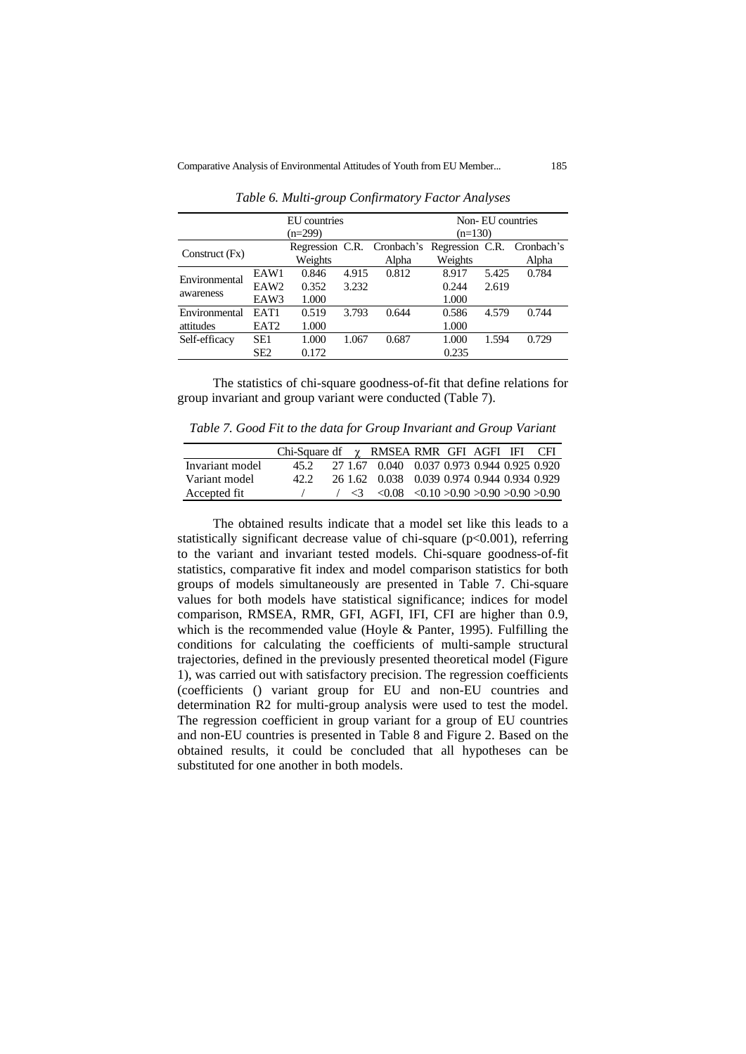*Table 6. Multi-group Confirmatory Factor Analyses*

| Construct (Fx) | | EU countries (n=299) | | | Non- EU countries (n=130) | | |
|---|---|---|---|---|---|---|---|
| | | Regression Weights | C.R. | Cronbach's Alpha | Regression Weights | C.R. | Cronbach's Alpha |
| Environmental awareness | EAW1 | 0.846 | 4.915 | 0.812 | 8.917 | 5.425 | 0.784 |
| | EAW2 | 0.352 | 3.232 | | 0.244 | 2.619 | |
| | EAW3 | 1.000 | | | 1.000 | | |
| Environmental attitudes | EAT1 | 0.519 | 3.793 | 0.644 | 0.586 | 4.579 | 0.744 |
| | EAT2 | 1.000 | | | 1.000 | | |
| Self-efficacy | SE1 | 1.000 | 1.067 | 0.687 | 1.000 | 1.594 | 0.729 |
| | SE2 | 0.172 | | | 0.235 | | |

The statistics of chi-square goodness-of-fit that define relations for group invariant and group variant were conducted (Table 7).

*Table 7. Good Fit to the data for Group Invariant and Group Variant*

| | Chi-Square | df | $\chi$ | RMSEA | RMR | GFI | AGFI | IFI | CFI |
|---|---|---|---|---|---|---|---|---|---|
| Invariant model | 45.2 | 27 | 1.67 | 0.040 | 0.037 | 0.973 | 0.944 | 0.925 | 0.920 |
| Variant model | 42.2 | 26 | 1.62 | 0.038 | 0.039 | 0.974 | 0.944 | 0.934 | 0.929 |
| Accepted fit | / | / | <3 | <0.08 | <0.10 | >0.90 | >0.90 | >0.90 | >0.90 |

The obtained results indicate that a model set like this leads to a statistically significant decrease value of chi-square ($p<0.001$), referring to the variant and invariant tested models. Chi-square goodness-of-fit statistics, comparative fit index and model comparison statistics for both groups of models simultaneously are presented in Table 7. Chi-square values for both models have statistical significance; indices for model comparison, RMSEA, RMR, GFI, AGFI, IFI, CFI are higher than 0.9, which is the recommended value (Hoyle & Panter, 1995). Fulfilling the conditions for calculating the coefficients of multi-sample structural trajectories, defined in the previously presented theoretical model (Figure 1), was carried out with satisfactory precision. The regression coefficients (coefficients () variant group for EU and non-EU countries and determination R2 for multi-group analysis were used to test the model. The regression coefficient in group variant for a group of EU countries and non-EU countries is presented in Table 8 and Figure 2. Based on the obtained results, it could be concluded that all hypotheses can be substituted for one another in both models.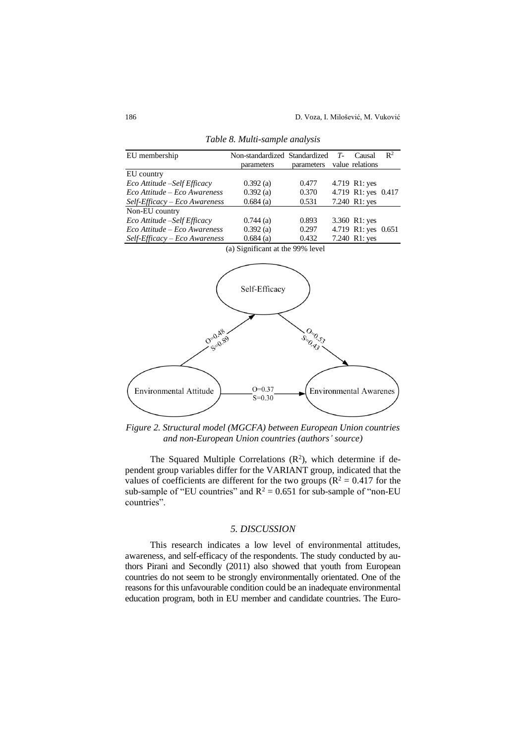*Table 8. Multi-sample analysis*

| EU membership | Non-standardized parameters | Standardized parameters | *T*-value | Causal relations | $R^2$ |
|---|---|---|---|---|---|
| EU country | | | | | |
| *Eco Attitude –Self Efficacy* | 0.392 (a) | 0.477 | 4.719 | R1: yes | |
| *Eco Attitude – Eco Awareness* | 0.392 (a) | 0.370 | 4.719 | R1: yes | 0.417 |
| *Self-Efficacy – Eco Awareness* | 0.684 (a) | 0.531 | 7.240 | R1: yes | |
| Non-EU country | | | | | |
| *Eco Attitude –Self Efficacy* | 0.744 (a) | 0.893 | 3.360 | R1: yes | |
| *Eco Attitude – Eco Awareness* | 0.392 (a) | 0.297 | 4.719 | R1: yes | 0.651 |
| *Self-Efficacy – Eco Awareness* | 0.684 (a) | 0.432 | 7.240 | R1: yes | |

(a) Significant at the 99% level

*Figure 2. Structural model (MGCFA) between European Union countries and non-European Union countries (authors' source)*

The Squared Multiple Correlations ($R^2$), which determine if dependent group variables differ for the VARIANT group, indicated that the values of coefficients are different for the two groups ($R^2 = 0.417$ for the sub-sample of "EU countries" and $R^2 = 0.651$ for sub-sample of "non-EU countries".

## *5. DISCUSSION*

This research indicates a low level of environmental attitudes, awareness, and self-efficacy of the respondents. The study conducted by authors Pirani and Secondly (2011) also showed that youth from European countries do not seem to be strongly environmentally orientated. One of the reasons for this unfavourable condition could be an inadequate environmental education program, both in EU member and candidate countries. The Euro-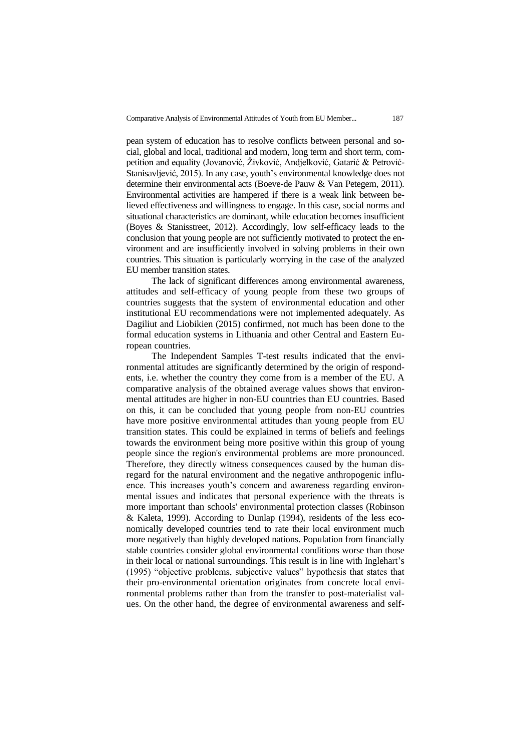pean system of education has to resolve conflicts between personal and social, global and local, traditional and modern, long term and short term, competition and equality (Jovanović, Živković, Andjelković, Gatarić & Petrović-Stanisavljević, 2015). In any case, youth's environmental knowledge does not determine their environmental acts (Boeve-de Pauw & Van Petegem, 2011). Environmental activities are hampered if there is a weak link between believed effectiveness and willingness to engage. In this case, social norms and situational characteristics are dominant, while education becomes insufficient (Boyes & Stanisstreet, 2012). Accordingly, low self-efficacy leads to the conclusion that young people are not sufficiently motivated to protect the environment and are insufficiently involved in solving problems in their own countries. This situation is particularly worrying in the case of the analyzed EU member transition states.

The lack of significant differences among environmental awareness, attitudes and self-efficacy of young people from these two groups of countries suggests that the system of environmental education and other institutional EU recommendations were not implemented adequately. As Dagiliut and Liobikien (2015) confirmed, not much has been done to the formal education systems in Lithuania and other Central and Eastern European countries.

The Independent Samples T-test results indicated that the environmental attitudes are significantly determined by the origin of respondents, i.e. whether the country they come from is a member of the EU. A comparative analysis of the obtained average values shows that environmental attitudes are higher in non-EU countries than EU countries. Based on this, it can be concluded that young people from non-EU countries have more positive environmental attitudes than young people from EU transition states. This could be explained in terms of beliefs and feelings towards the environment being more positive within this group of young people since the region's environmental problems are more pronounced. Therefore, they directly witness consequences caused by the human disregard for the natural environment and the negative anthropogenic influence. This increases youth's concern and awareness regarding environmental issues and indicates that personal experience with the threats is more important than schools' environmental protection classes (Robinson & Kaleta, 1999). According to Dunlap (1994), residents of the less economically developed countries tend to rate their local environment much more negatively than highly developed nations. Population from financially stable countries consider global environmental conditions worse than those in their local or national surroundings. This result is in line with Inglehart's (1995) "objective problems, subjective values" hypothesis that states that their pro-environmental orientation originates from concrete local environmental problems rather than from the transfer to post-materialist values. On the other hand, the degree of environmental awareness and self-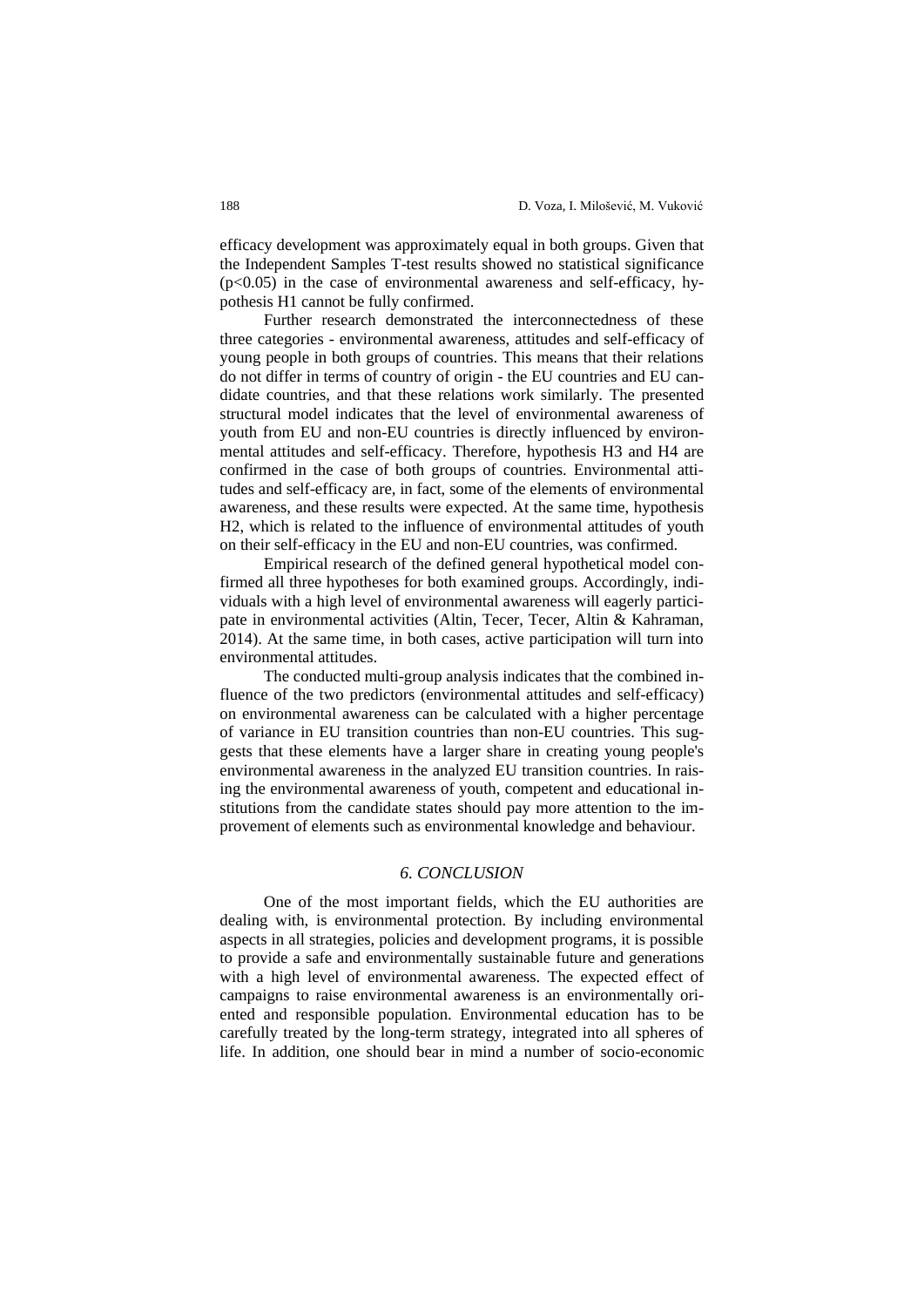efficacy development was approximately equal in both groups. Given that the Independent Samples T-test results showed no statistical significance ($p<0.05$) in the case of environmental awareness and self-efficacy, hypothesis H1 cannot be fully confirmed.

Further research demonstrated the interconnectedness of these three categories - environmental awareness, attitudes and self-efficacy of young people in both groups of countries. This means that their relations do not differ in terms of country of origin - the EU countries and EU candidate countries, and that these relations work similarly. The presented structural model indicates that the level of environmental awareness of youth from EU and non-EU countries is directly influenced by environmental attitudes and self-efficacy. Therefore, hypothesis H3 and H4 are confirmed in the case of both groups of countries. Environmental attitudes and self-efficacy are, in fact, some of the elements of environmental awareness, and these results were expected. At the same time, hypothesis H2, which is related to the influence of environmental attitudes of youth on their self-efficacy in the EU and non-EU countries, was confirmed.

Empirical research of the defined general hypothetical model confirmed all three hypotheses for both examined groups. Accordingly, individuals with a high level of environmental awareness will eagerly participate in environmental activities (Altin, Tecer, Tecer, Altin & Kahraman, 2014). At the same time, in both cases, active participation will turn into environmental attitudes.

The conducted multi-group analysis indicates that the combined influence of the two predictors (environmental attitudes and self-efficacy) on environmental awareness can be calculated with a higher percentage of variance in EU transition countries than non-EU countries. This suggests that these elements have a larger share in creating young people's environmental awareness in the analyzed EU transition countries. In raising the environmental awareness of youth, competent and educational institutions from the candidate states should pay more attention to the improvement of elements such as environmental knowledge and behaviour.

## *6. CONCLUSION*

One of the most important fields, which the EU authorities are dealing with, is environmental protection. By including environmental aspects in all strategies, policies and development programs, it is possible to provide a safe and environmentally sustainable future and generations with a high level of environmental awareness. The expected effect of campaigns to raise environmental awareness is an environmentally oriented and responsible population. Environmental education has to be carefully treated by the long-term strategy, integrated into all spheres of life. In addition, one should bear in mind a number of socio-economic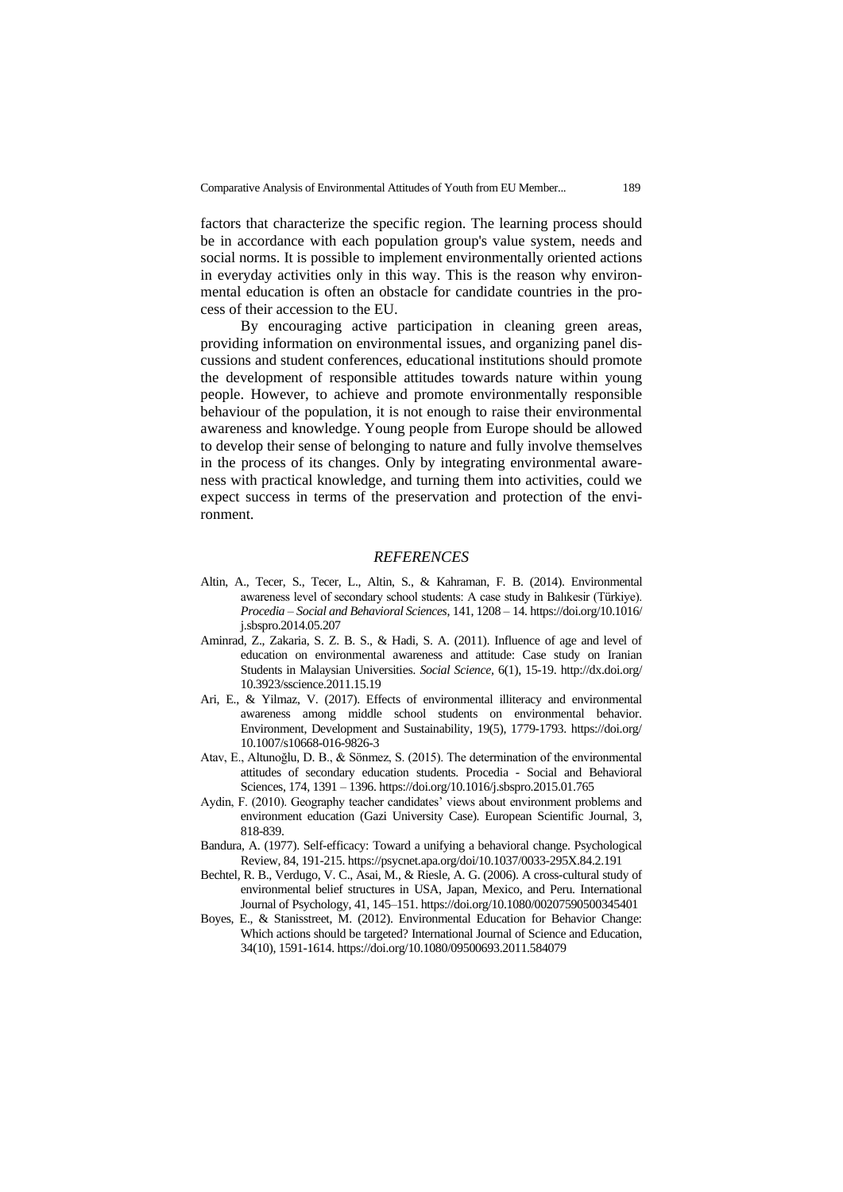factors that characterize the specific region. The learning process should be in accordance with each population group's value system, needs and social norms. It is possible to implement environmentally oriented actions in everyday activities only in this way. This is the reason why environmental education is often an obstacle for candidate countries in the process of their accession to the EU.

By encouraging active participation in cleaning green areas, providing information on environmental issues, and organizing panel discussions and student conferences, educational institutions should promote the development of responsible attitudes towards nature within young people. However, to achieve and promote environmentally responsible behaviour of the population, it is not enough to raise their environmental awareness and knowledge. Young people from Europe should be allowed to develop their sense of belonging to nature and fully involve themselves in the process of its changes. Only by integrating environmental awareness with practical knowledge, and turning them into activities, could we expect success in terms of the preservation and protection of the environment.

## *REFERENCES*

Altin, A., Tecer, S., Tecer, L., Altin, S., & Kahraman, F. B. (2014). Environmental awareness level of secondary school students: A case study in Balıkesir (Türkiye). *Procedia – Social and Behavioral Sciences*, 141, 1208 – 14. https://doi.org/10.1016/j.sbspro.2014.05.207

Aminrad, Z., Zakaria, S. Z. B. S., & Hadi, S. A. (2011). Influence of age and level of education on environmental awareness and attitude: Case study on Iranian Students in Malaysian Universities. *Social Science*, 6(1), 15-19. http://dx.doi.org/10.3923/sscience.2011.15.19

Ari, E., & Yilmaz, V. (2017). Effects of environmental illiteracy and environmental awareness among middle school students on environmental behavior. Environment, Development and Sustainability, 19(5), 1779-1793. https://doi.org/10.1007/s10668-016-9826-3

Atav, E., Altunoğlu, D. B., & Sönmez, S. (2015). The determination of the environmental attitudes of secondary education students. Procedia - Social and Behavioral Sciences, 174, 1391 – 1396. https://doi.org/10.1016/j.sbspro.2015.01.765

Aydin, F. (2010). Geography teacher candidates' views about environment problems and environment education (Gazi University Case). European Scientific Journal, 3, 818-839.

Bandura, A. (1977). Self-efficacy: Toward a unifying a behavioral change. Psychological Review, 84, 191-215. https://psycnet.apa.org/doi/10.1037/0033-295X.84.2.191

Bechtel, R. B., Verdugo, V. C., Asai, M., & Riesle, A. G. (2006). A cross-cultural study of environmental belief structures in USA, Japan, Mexico, and Peru. International Journal of Psychology, 41, 145–151. https://doi.org/10.1080/00207590500345401

Boyes, E., & Stanisstreet, M. (2012). Environmental Education for Behavior Change: Which actions should be targeted? International Journal of Science and Education, 34(10), 1591-1614. https://doi.org/10.1080/09500693.2011.584079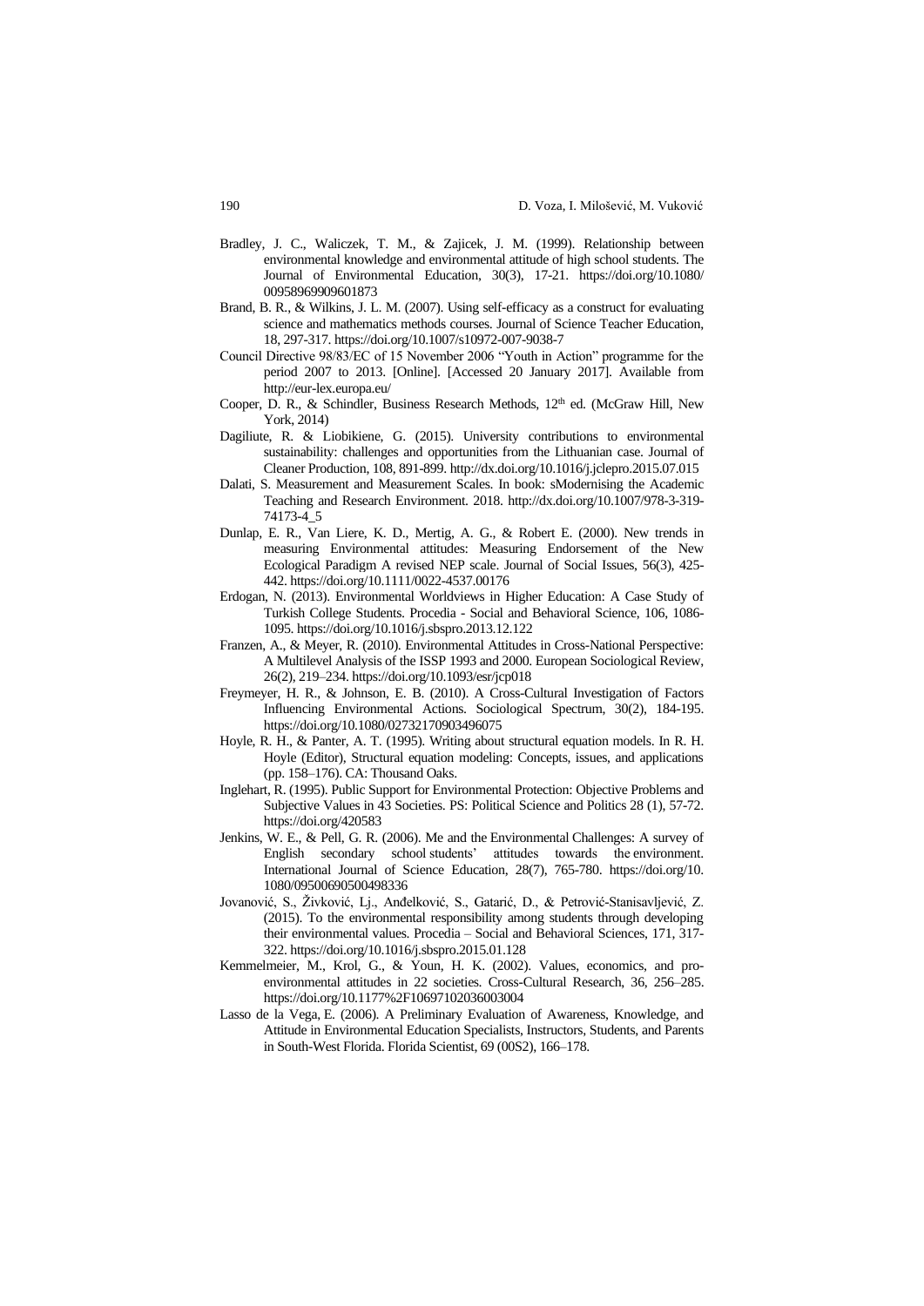Bradley, J. C., Waliczek, T. M., & Zajicek, J. M. (1999). Relationship between environmental knowledge and environmental attitude of high school students. The Journal of Environmental Education, 30(3), 17-21. https://doi.org/10.1080/00958969909601873

Brand, B. R., & Wilkins, J. L. M. (2007). Using self-efficacy as a construct for evaluating science and mathematics methods courses. Journal of Science Teacher Education, 18, 297-317. https://doi.org/10.1007/s10972-007-9038-7

Council Directive 98/83/EC of 15 November 2006 "Youth in Action" programme for the period 2007 to 2013. [Online]. [Accessed 20 January 2017]. Available from http://eur-lex.europa.eu/

Cooper, D. R., & Schindler, Business Research Methods, 12th ed. (McGraw Hill, New York, 2014)

Dagiliute, R. & Liobikiene, G. (2015). University contributions to environmental sustainability: challenges and opportunities from the Lithuanian case. Journal of Cleaner Production, 108, 891-899. http://dx.doi.org/10.1016/j.jclepro.2015.07.015

Dalati, S. Measurement and Measurement Scales. In book: sModernising the Academic Teaching and Research Environment. 2018. http://dx.doi.org/10.1007/978-3-319-74173-4_5

Dunlap, E. R., Van Liere, K. D., Mertig, A. G., & Robert E. (2000). New trends in measuring Environmental attitudes: Measuring Endorsement of the New Ecological Paradigm A revised NEP scale. Journal of Social Issues, 56(3), 425-442. https://doi.org/10.1111/0022-4537.00176

Erdogan, N. (2013). Environmental Worldviews in Higher Education: A Case Study of Turkish College Students. Procedia - Social and Behavioral Science, 106, 1086-1095. https://doi.org/10.1016/j.sbspro.2013.12.122

Franzen, A., & Meyer, R. (2010). Environmental Attitudes in Cross-National Perspective: A Multilevel Analysis of the ISSP 1993 and 2000. European Sociological Review, 26(2), 219–234. https://doi.org/10.1093/esr/jcp018

Freymeyer, H. R., & Johnson, E. B. (2010). A Cross-Cultural Investigation of Factors Influencing Environmental Actions. Sociological Spectrum, 30(2), 184-195. https://doi.org/10.1080/02732170903496075

Hoyle, R. H., & Panter, A. T. (1995). Writing about structural equation models. In R. H. Hoyle (Editor), Structural equation modeling: Concepts, issues, and applications (pp. 158–176). CA: Thousand Oaks.

Inglehart, R. (1995). Public Support for Environmental Protection: Objective Problems and Subjective Values in 43 Societies. PS: Political Science and Politics 28 (1), 57-72. https://doi.org/420583

Jenkins, W. E., & Pell, G. R. (2006). Me and the Environmental Challenges: A survey of English secondary school students' attitudes towards the environment. International Journal of Science Education, 28(7), 765-780. https://doi.org/10.1080/09500690500498336

Jovanović, S., Živković, Lj., Anđelković, S., Gatarić, D., & Petrović-Stanisavljević, Z. (2015). To the environmental responsibility among students through developing their environmental values. Procedia – Social and Behavioral Sciences, 171, 317-322. https://doi.org/10.1016/j.sbspro.2015.01.128

Kemmelmeier, M., Krol, G., & Youn, H. K. (2002). Values, economics, and pro-environmental attitudes in 22 societies. Cross-Cultural Research, 36, 256–285. https://doi.org/10.1177%2F10697102036003004

Lasso de la Vega, E. (2006). A Preliminary Evaluation of Awareness, Knowledge, and Attitude in Environmental Education Specialists, Instructors, Students, and Parents in South-West Florida. Florida Scientist, 69 (00S2), 166–178.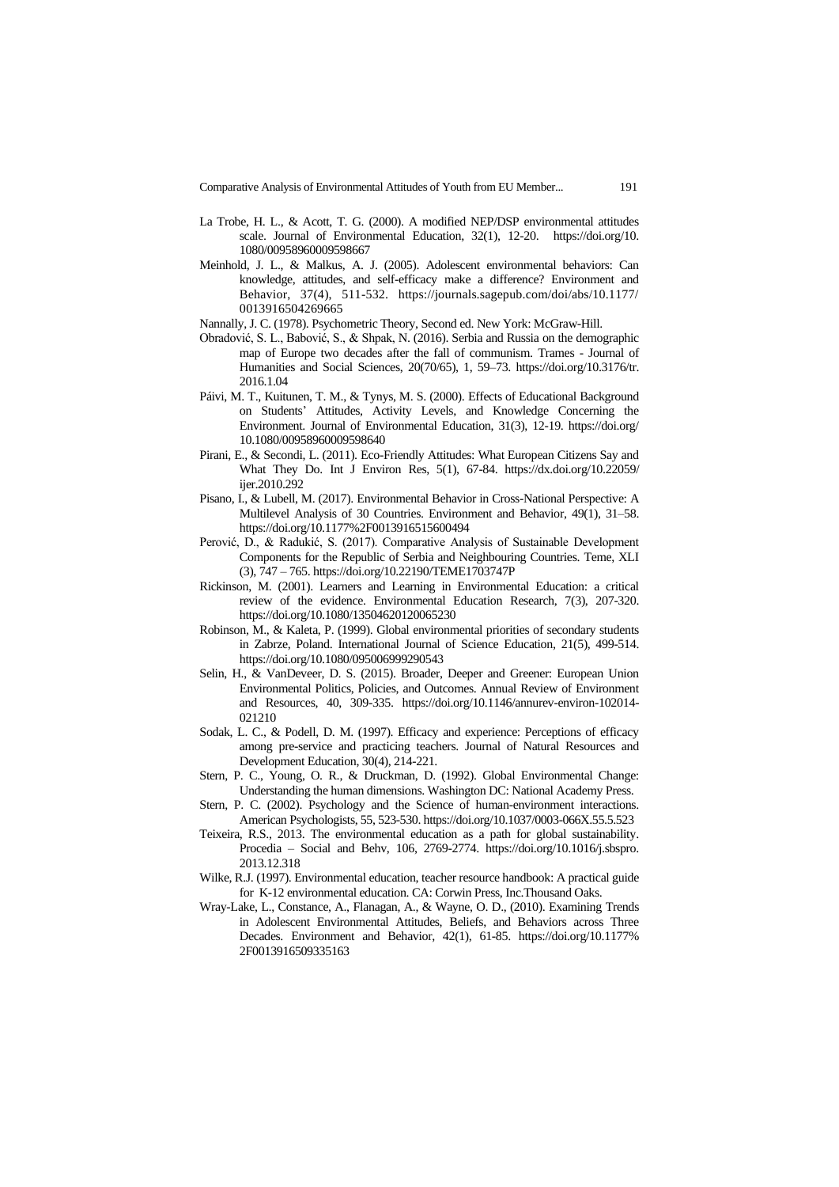La Trobe, H. L., & Acott, T. G. (2000). A modified NEP/DSP environmental attitudes scale. Journal of Environmental Education, 32(1), 12-20. https://doi.org/10.1080/00958960009598667

Meinhold, J. L., & Malkus, A. J. (2005). Adolescent environmental behaviors: Can knowledge, attitudes, and self-efficacy make a difference? Environment and Behavior, 37(4), 511-532. https://journals.sagepub.com/doi/abs/10.1177/0013916504269665

Nannally, J. C. (1978). Psychometric Theory, Second ed. New York: McGraw-Hill.

Obradović, S. L., Babović, S., & Shpak, N. (2016). Serbia and Russia on the demographic map of Europe two decades after the fall of communism. Trames - Journal of Humanities and Social Sciences, 20(70/65), 1, 59–73. https://doi.org/10.3176/tr.2016.1.04

Páivi, M. T., Kuitunen, T. M., & Tynys, M. S. (2000). Effects of Educational Background on Students' Attitudes, Activity Levels, and Knowledge Concerning the Environment. Journal of Environmental Education, 31(3), 12-19. https://doi.org/10.1080/00958960009598640

Pirani, E., & Secondi, L. (2011). Eco-Friendly Attitudes: What European Citizens Say and What They Do. Int J Environ Res, 5(1), 67-84. https://dx.doi.org/10.22059/ijer.2010.292

Pisano, I., & Lubell, M. (2017). Environmental Behavior in Cross-National Perspective: A Multilevel Analysis of 30 Countries. Environment and Behavior, 49(1), 31–58. https://doi.org/10.1177%2F0013916515600494

Perović, D., & Radukić, S. (2017). Comparative Analysis of Sustainable Development Components for the Republic of Serbia and Neighbouring Countries. Teme, XLI (3), 747 – 765. https://doi.org/10.22190/TEME1703747P

Rickinson, M. (2001). Learners and Learning in Environmental Education: a critical review of the evidence. Environmental Education Research, 7(3), 207-320. https://doi.org/10.1080/13504620120065230

Robinson, M., & Kaleta, P. (1999). Global environmental priorities of secondary students in Zabrze, Poland. International Journal of Science Education, 21(5), 499-514. https://doi.org/10.1080/095006999290543

Selin, H., & VanDeveer, D. S. (2015). Broader, Deeper and Greener: European Union Environmental Politics, Policies, and Outcomes. Annual Review of Environment and Resources, 40, 309-335. https://doi.org/10.1146/annurev-environ-102014-021210

Sodak, L. C., & Podell, D. M. (1997). Efficacy and experience: Perceptions of efficacy among pre-service and practicing teachers. Journal of Natural Resources and Development Education, 30(4), 214-221.

Stern, P. C., Young, O. R., & Druckman, D. (1992). Global Environmental Change: Understanding the human dimensions. Washington DC: National Academy Press.

Stern, P. C. (2002). Psychology and the Science of human-environment interactions. American Psychologists, 55, 523-530. https://doi.org/10.1037/0003-066X.55.5.523

Teixeira, R.S., 2013. The environmental education as a path for global sustainability. Procedia – Social and Behv, 106, 2769-2774. https://doi.org/10.1016/j.sbspro.2013.12.318

Wilke, R.J. (1997). Environmental education, teacher resource handbook: A practical guide for K-12 environmental education. CA: Corwin Press, Inc.Thousand Oaks.

Wray-Lake, L., Constance, A., Flanagan, A., & Wayne, O. D., (2010). Examining Trends in Adolescent Environmental Attitudes, Beliefs, and Behaviors across Three Decades. Environment and Behavior, 42(1), 61-85. https://doi.org/10.1177%2F0013916509335163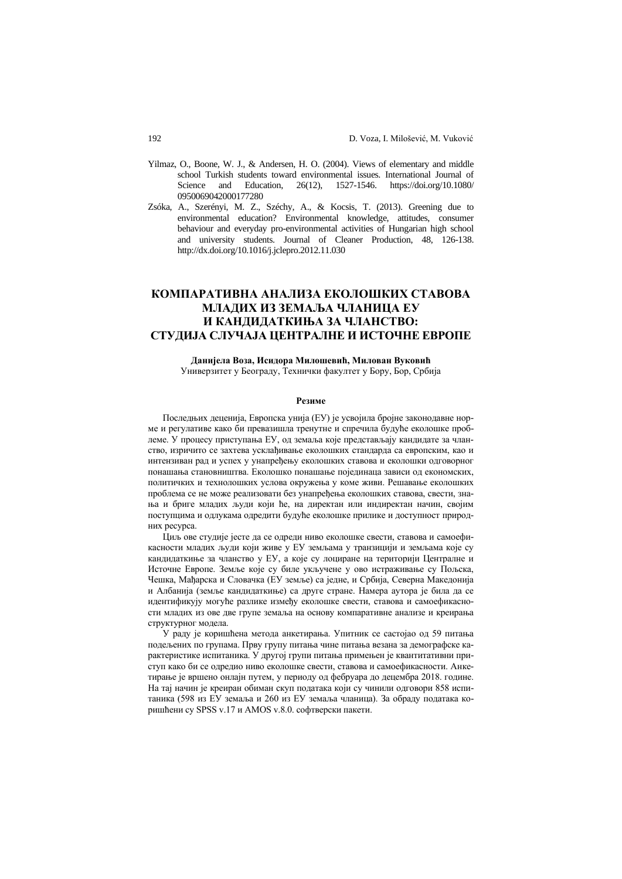Yilmaz, O., Boone, W. J., & Andersen, H. O. (2004). Views of elementary and middle school Turkish students toward environmental issues. International Journal of Science and Education, 26(12), 1527-1546. https://doi.org/10.1080/0950069042000177280

Zsóka, A., Szerényi, M. Z., Széchy, A., & Kocsis, T. (2013). Greening due to environmental education? Environmental knowledge, attitudes, consumer behaviour and everyday pro-environmental activities of Hungarian high school and university students. Journal of Cleaner Production, 48, 126-138. http://dx.doi.org/10.1016/j.jclepro.2012.11.030

# КОМПАРАТИВНА АНАЛИЗА ЕКОЛОШКИХ СТАВОВА МЛАДИХ ИЗ ЗЕМАЉА ЧЛАНИЦА ЕУ И КАНДИДАТКИЊА ЗА ЧЛАНСТВО: СТУДИЈА СЛУЧАЈА ЦЕНТРАЛНЕ И ИСТОЧНЕ ЕВРОПЕ

**Данијела Воза, Исидора Милошевић, Милован Вуковић**
Универзитет у Београду, Технички факултет у Бору, Бор, Србија

**Резиме**

Последњих деценија, Европска унија (ЕУ) је усвојила бројне законодавне норме и регулативе како би превазишла тренутне и спречила будуће еколошке проблеме. У процесу приступања ЕУ, од земаља које представљају кандидате за чланство, изричито се захтева усклађивање еколошких стандарда са европским, као и интензиван рад и успех у унапређењу еколошких ставова и еколошки одговорног понашања становништва. Еколошко понашање појединаца зависи од економских, политичких и технолошких услова окружења у коме живи. Решавање еколошких проблема се не може реализовати без унапређења еколошких ставова, свести, знања и бриге младих људи који ће, на директан или индиректан начин, својим поступцима и одлукама одредити будуће еколошке прилике и доступност природних ресурса.

Циљ ове студије јесте да се одреди ниво еколошке свести, ставова и самоефикасности младих људи који живе у ЕУ земљама у транзицији и земљама које су кандидаткиње за чланство у ЕУ, а које су лоциране на територији Централне и Источне Европе. Земље које су биле укључене у ово истраживање су Пољска, Чешка, Мађарска и Словачка (ЕУ земље) са једне, и Србија, Северна Македонија и Албанија (земље кандидаткиње) са друге стране. Намера аутора је била да се идентификују могуће разлике између еколошке свести, ставова и самоефикасности младих из ове две групе земаља на основу компаративне анализе и креирања структурног модела.

У раду је коришћена метода анкетирања. Упитник се састојао од 59 питања подељених по групама. Прву групу питања чине питања везана за демографске карактеристике испитаника. У другој групи питања примењен је квантитативни приступ како би се одредио ниво еколошке свести, ставова и самоефикасности. Анкетирање је вршено онлајн путем, у периоду од фебруара до децембра 2018. године. На тај начин је креиран обиман скуп података који су чинили одговори 858 испитаника (598 из ЕУ земаља и 260 из ЕУ земаља чланица). За обраду података коришћени су SPSS v.17 и AMOS v.8.0. софтверски пакети.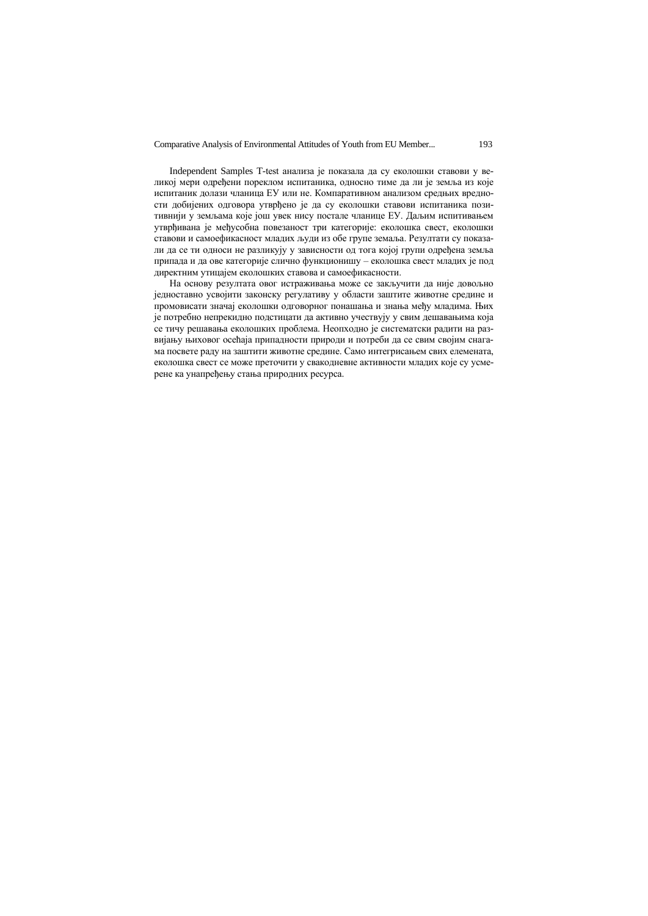Independent Samples T-test анализа је показала да су еколошки ставови у великој мери одређени пореклом испитаника, односно тиме да ли је земља из које испитаник долази чланица ЕУ или не. Компаративном анализом средњих вредности добијених одговора утврђено је да су еколошки ставови испитаника позитивнији у земљама које још увек нису постале чланице ЕУ. Даљим испитивањем утврђивана је међусобна повезаност три категорије: еколошка свест, еколошки ставови и самоефикасност младих људи из обе групе земаља. Резултати су показали да се ти односи не разликују у зависности од тога којој групи одређена земља припада и да ове категорије слично функционишу – еколошка свест младих је под директним утицајем еколошких ставова и самоефикасности.

На основу резултата овог истраживања може се закључити да није довољно једноставно усвојити законску регулативу у области заштите животне средине и промовисати значај еколошки одговорног понашања и знања међу младима. Њих је потребно непрекидно подстицати да активно учествују у свим дешавањима која се тичу решавања еколошких проблема. Неопходно је систематски радити на развијању њиховог осећаја припадности природи и потреби да се свим својим снагама посвете раду на заштити животне средине. Само интегрисањем свих елемената, еколошка свест се може преточити у свакодневне активности младих које су усмерене ка унапређењу стања природних ресурса.